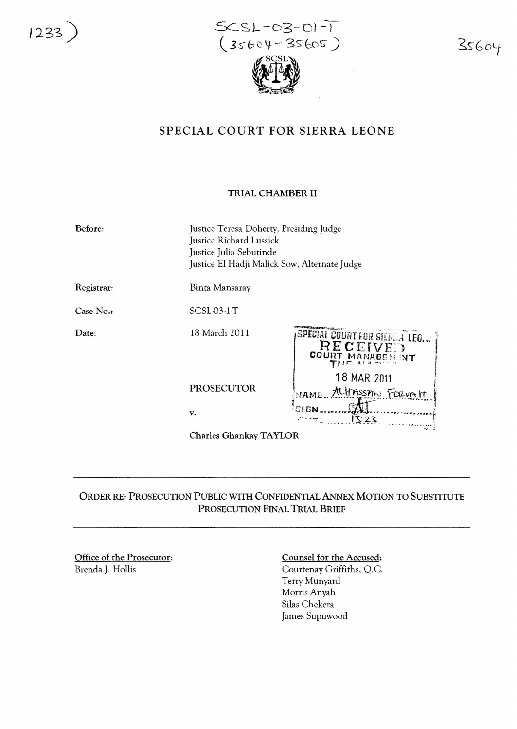1233)

SCSL-03-01-T
(35604-35605)

35604

# SPECIAL COURT FOR SIERRA LEONE

## TRIAL CHAMBER II

**Before:** Justice Teresa Doherty, Presiding Judge
Justice Richard Lussick
Justice Julia Sebutinde
Justice El Hadji Malick Sow, Alternate Judge

**Registrar:** Binta Mansaray

**Case No.:** SCSL-03-1-T

**Date:** 18 March 2011

SPECIAL COURT FOR SIERRA LEONE
RECEIVED
COURT MANAGEMENT
18 MAR 2011
NAME: Alhassan Fornah
SIGN: AF
13:23

PROSECUTOR

v.

Charles Ghankay TAYLOR

---

ORDER RE: PROSECUTION PUBLIC WITH CONFIDENTIAL ANNEX MOTION TO SUBSTITUTE PROSECUTION FINAL TRIAL BRIEF

---

Office of the Prosecutor:
Brenda J. Hollis

Counsel for the Accused:
Courtenay Griffiths, Q.C.
Terry Munyard
Morris Anyah
Silas Chekera
James Supuwood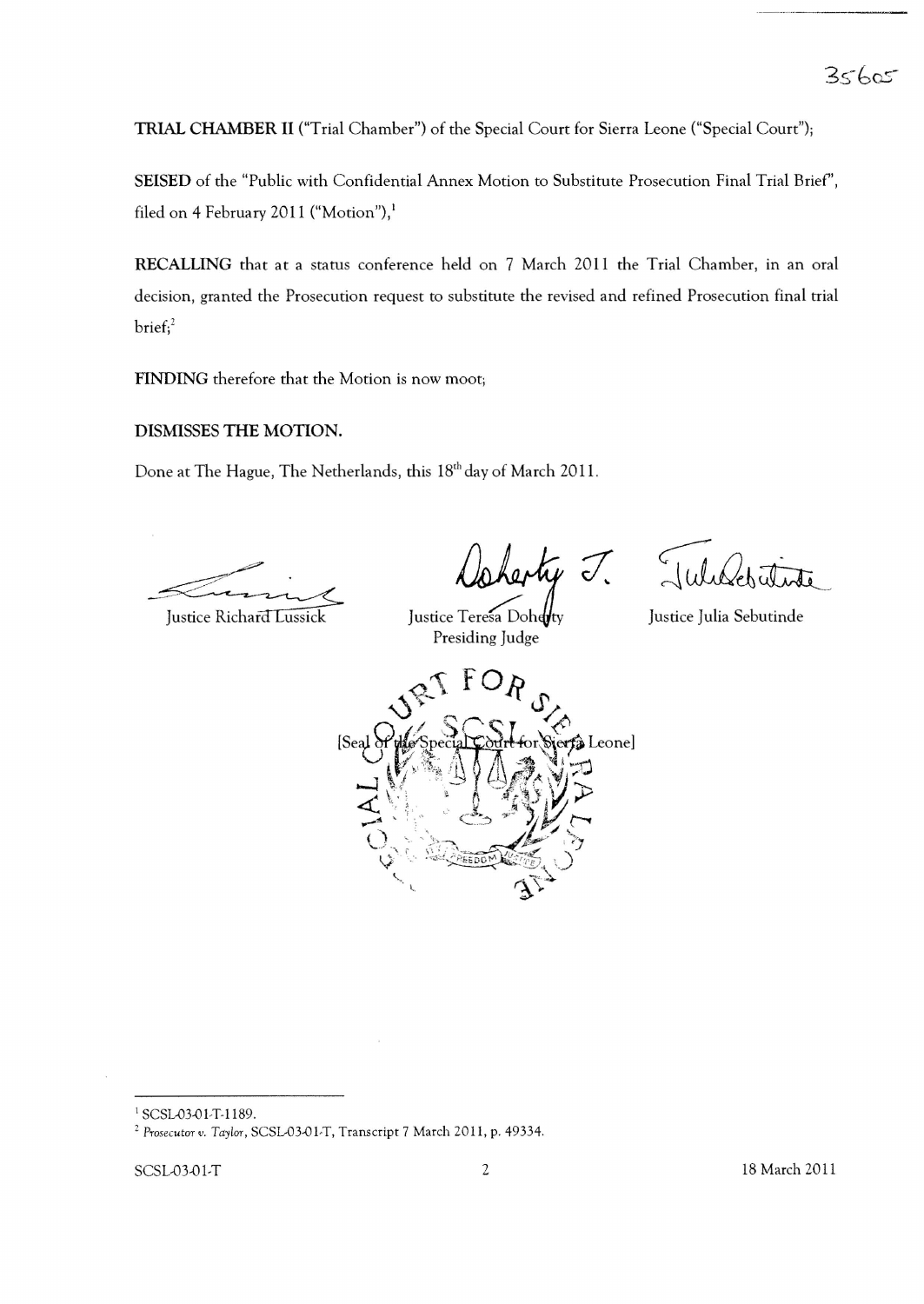**TRIAL CHAMBER II** ("Trial Chamber") of the Special Court for Sierra Leone ("Special Court");

**SEISED** of the "Public with Confidential Annex Motion to Substitute Prosecution Final Trial Brief", filed on 4 February 2011 ("Motion"),[1]

**RECALLING** that at a status conference held on 7 March 2011 the Trial Chamber, in an oral decision, granted the Prosecution request to substitute the revised and refined Prosecution final trial brief;[2]

**FINDING** therefore that the Motion is now moot;

**DISMISSES THE MOTION.**

Done at The Hague, The Netherlands, this 18th day of March 2011.

| | | |
|---|---|---|
| Justice Richard Lussick | Justice Teresa Doherty<br>Presiding Judge | Justice Julia Sebutinde |

[Seal of the Special Court for Sierra Leone]

---

[1] SCSL-03-01-T-1189.

[2] *Prosecutor v. Taylor*, SCSL-03-01-T, Transcript 7 March 2011, p. 49334.